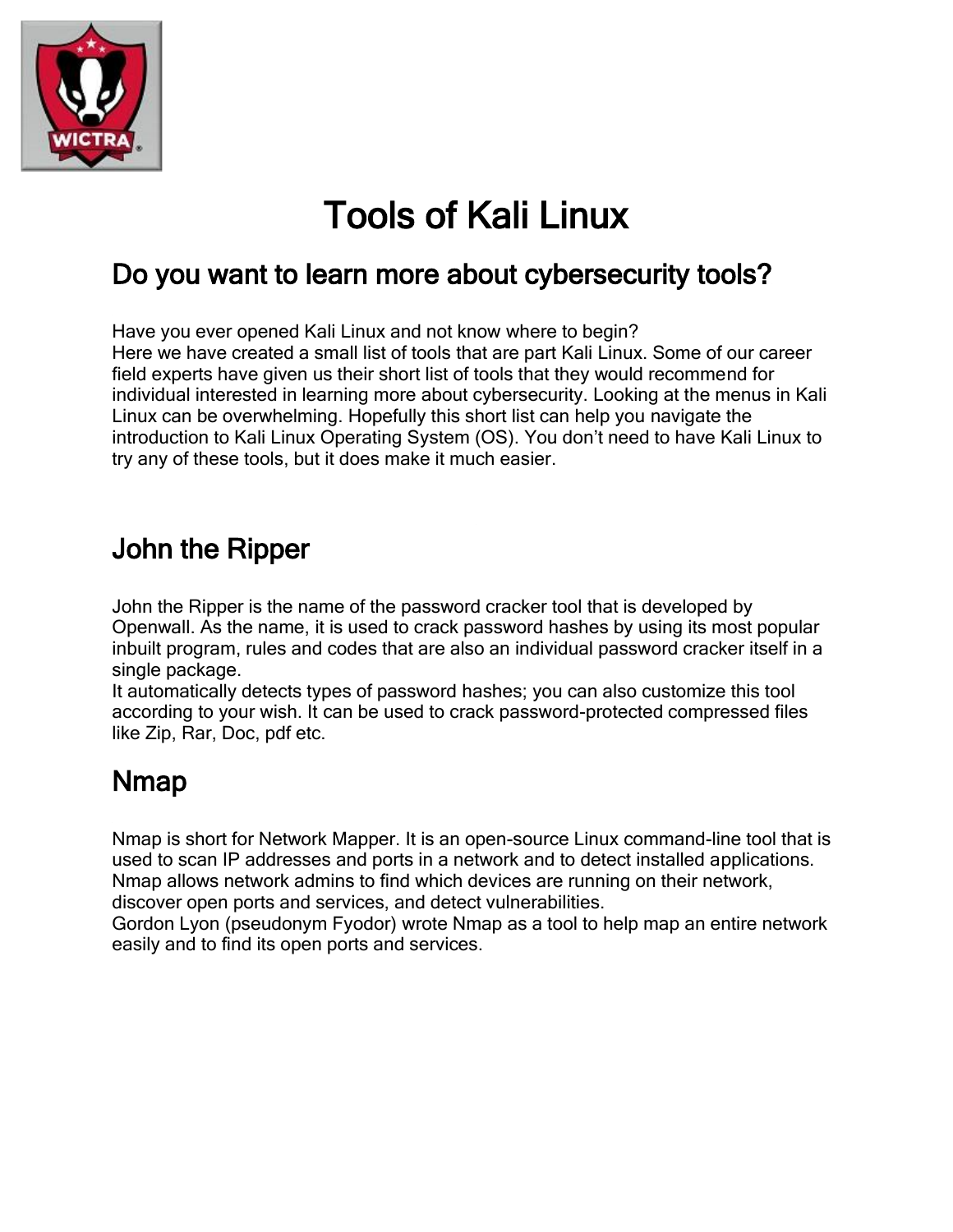# Tools of Kali Linux

## Do you want to learn more about cybersecurity tools?

Have you ever opened Kali Linux and not know where to begin?
Here we have created a small list of tools that are part Kali Linux. Some of our career field experts have given us their short list of tools that they would recommend for individual interested in learning more about cybersecurity. Looking at the menus in Kali Linux can be overwhelming. Hopefully this short list can help you navigate the introduction to Kali Linux Operating System (OS). You don't need to have Kali Linux to try any of these tools, but it does make it much easier.

## John the Ripper

John the Ripper is the name of the password cracker tool that is developed by Openwall. As the name, it is used to crack password hashes by using its most popular inbuilt program, rules and codes that are also an individual password cracker itself in a single package.
It automatically detects types of password hashes; you can also customize this tool according to your wish. It can be used to crack password-protected compressed files like Zip, Rar, Doc, pdf etc.

## Nmap

Nmap is short for Network Mapper. It is an open-source Linux command-line tool that is used to scan IP addresses and ports in a network and to detect installed applications. Nmap allows network admins to find which devices are running on their network, discover open ports and services, and detect vulnerabilities.
Gordon Lyon (pseudonym Fyodor) wrote Nmap as a tool to help map an entire network easily and to find its open ports and services.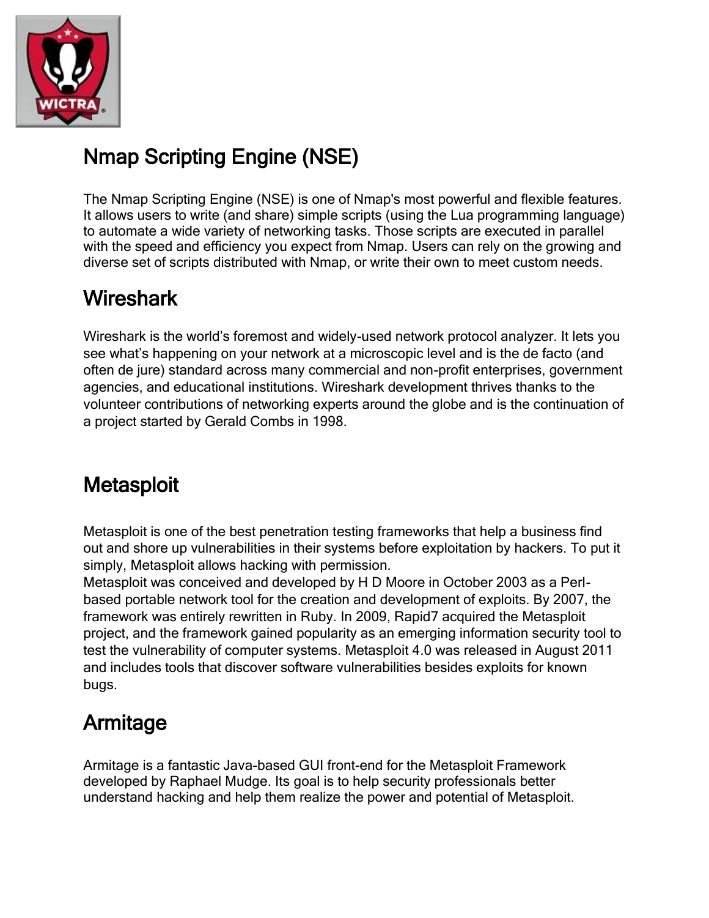## Nmap Scripting Engine (NSE)

The Nmap Scripting Engine (NSE) is one of Nmap's most powerful and flexible features. It allows users to write (and share) simple scripts (using the Lua programming language) to automate a wide variety of networking tasks. Those scripts are executed in parallel with the speed and efficiency you expect from Nmap. Users can rely on the growing and diverse set of scripts distributed with Nmap, or write their own to meet custom needs.

## Wireshark

Wireshark is the world's foremost and widely-used network protocol analyzer. It lets you see what's happening on your network at a microscopic level and is the de facto (and often de jure) standard across many commercial and non-profit enterprises, government agencies, and educational institutions. Wireshark development thrives thanks to the volunteer contributions of networking experts around the globe and is the continuation of a project started by Gerald Combs in 1998.

## Metasploit

Metasploit is one of the best penetration testing frameworks that help a business find out and shore up vulnerabilities in their systems before exploitation by hackers. To put it simply, Metasploit allows hacking with permission.

Metasploit was conceived and developed by H D Moore in October 2003 as a Perl-based portable network tool for the creation and development of exploits. By 2007, the framework was entirely rewritten in Ruby. In 2009, Rapid7 acquired the Metasploit project, and the framework gained popularity as an emerging information security tool to test the vulnerability of computer systems. Metasploit 4.0 was released in August 2011 and includes tools that discover software vulnerabilities besides exploits for known bugs.

## Armitage

Armitage is a fantastic Java-based GUI front-end for the Metasploit Framework developed by Raphael Mudge. Its goal is to help security professionals better understand hacking and help them realize the power and potential of Metasploit.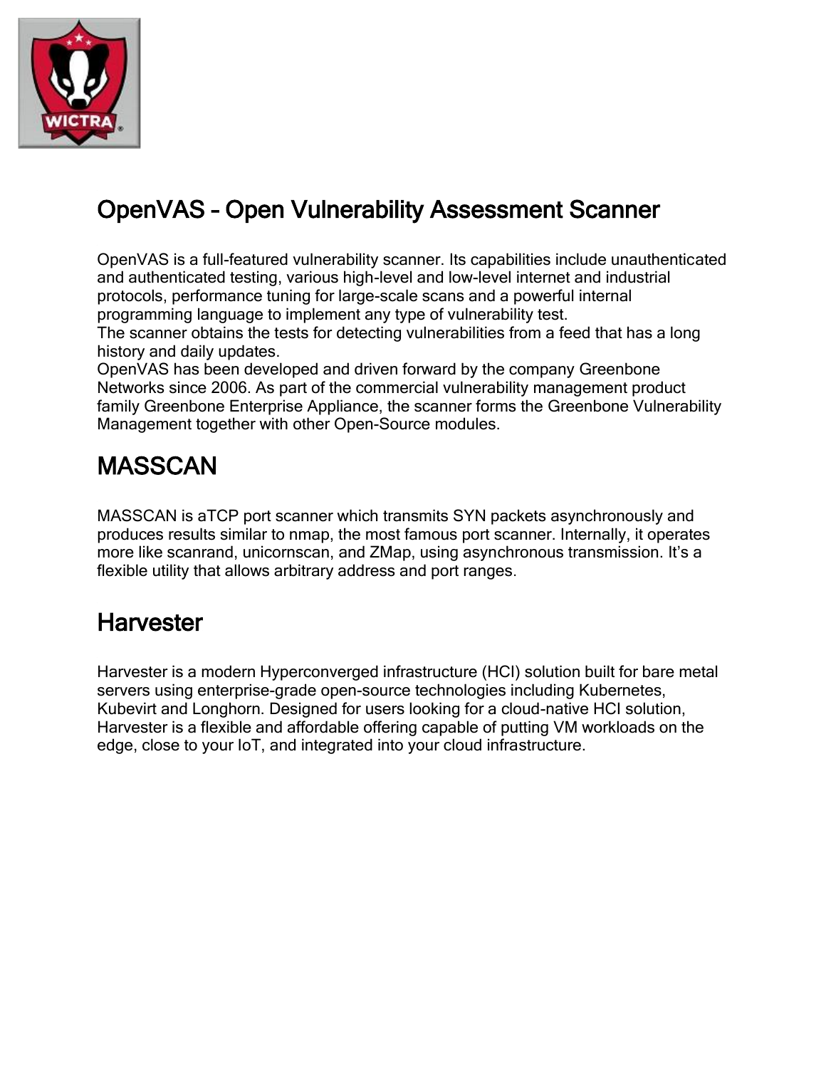## OpenVAS – Open Vulnerability Assessment Scanner

OpenVAS is a full-featured vulnerability scanner. Its capabilities include unauthenticated and authenticated testing, various high-level and low-level internet and industrial protocols, performance tuning for large-scale scans and a powerful internal programming language to implement any type of vulnerability test.
The scanner obtains the tests for detecting vulnerabilities from a feed that has a long history and daily updates.
OpenVAS has been developed and driven forward by the company Greenbone Networks since 2006. As part of the commercial vulnerability management product family Greenbone Enterprise Appliance, the scanner forms the Greenbone Vulnerability Management together with other Open-Source modules.

## MASSCAN

MASSCAN is aTCP port scanner which transmits SYN packets asynchronously and produces results similar to nmap, the most famous port scanner. Internally, it operates more like scanrand, unicornscan, and ZMap, using asynchronous transmission. It's a flexible utility that allows arbitrary address and port ranges.

## Harvester

Harvester is a modern Hyperconverged infrastructure (HCI) solution built for bare metal servers using enterprise-grade open-source technologies including Kubernetes, Kubevirt and Longhorn. Designed for users looking for a cloud-native HCI solution, Harvester is a flexible and affordable offering capable of putting VM workloads on the edge, close to your IoT, and integrated into your cloud infrastructure.